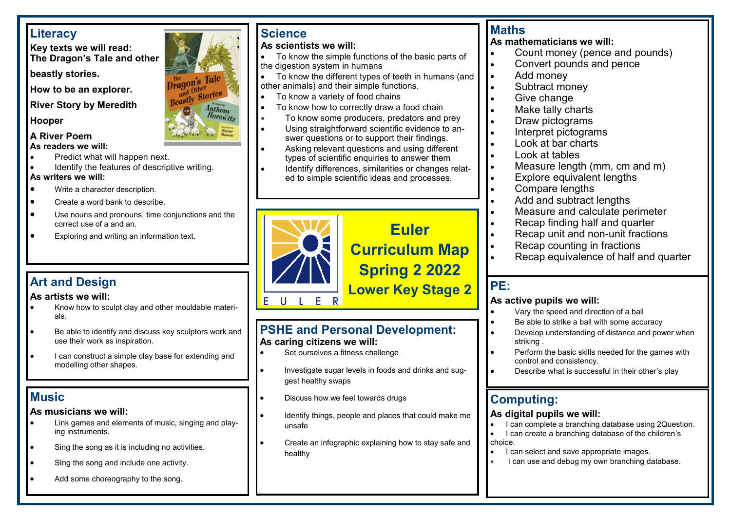# Euler Curriculum Map Spring 2 2022

## Lower Key Stage 2

## Literacy

**Key texts we will read:**
**The Dragon's Tale and other beastly stories.**

**How to be an explorer.**

**River Story by Meredith Hooper**

**A River Poem**

**As readers we will:**

- Predict what will happen next.
- Identify the features of descriptive writing.

**As writers we will:**

- Write a character description.
- Create a word bank to describe.
- Use nouns and pronouns, time conjunctions and the correct use of a and an.
- Exploring and writing an information text.

## Art and Design

**As artists we will:**

- Know how to sculpt clay and other mouldable materials.
- Be able to identify and discuss key sculptors work and use their work as inspiration.
- I can construct a simple clay base for extending and modelling other shapes.

## Music

**As musicians we will:**

- Link games and elements of music, singing and playing instruments.
- Sing the song as it is including no activities.
- SIng the song and include one activity.
- Add some choreography to the song.

## Science

**As scientists we will:**

- To know the simple functions of the basic parts of the digestion system in humans
- To know the different types of teeth in humans (and other animals) and their simple functions.
- To know a variety of food chains
- To know how to correctly draw a food chain
- To know some producers, predators and prey
- Using straightforward scientific evidence to answer questions or to support their findings.
- Asking relevant questions and using different types of scientific enquiries to answer them
- Identify differences, similarities or changes related to simple scientific ideas and processes.

## PSHE and Personal Development:

**As caring citizens we will:**

- Set ourselves a fitness challenge
- Investigate sugar levels in foods and drinks and suggest healthy swaps
- Discuss how we feel towards drugs
- Identify things, people and places that could make me unsafe
- Create an infographic explaining how to stay safe and healthy

## Maths

**As mathematicians we will:**

- Count money (pence and pounds)
- Convert pounds and pence
- Add money
- Subtract money
- Give change
- Make tally charts
- Draw pictograms
- Interpret pictograms
- Look at bar charts
- Look at tables
- Measure length (mm, cm and m)
- Explore equivalent lengths
- Compare lengths
- Add and subtract lengths
- Measure and calculate perimeter
- Recap finding half and quarter
- Recap unit and non-unit fractions
- Recap counting in fractions
- Recap equivalence of half and quarter

## PE:

**As active pupils we will:**

- Vary the speed and direction of a ball
- Be able to strike a ball with some accuracy
- Develop understanding of distance and power when striking .
- Perform the basic skills needed for the games with control and consistency.
- Describe what is successful in their other's play

## Computing:

**As digital pupils we will:**

- I can complete a branching database using 2Question.
- I can create a branching database of the children's choice.
- I can select and save appropriate images.
- I can use and debug my own branching database.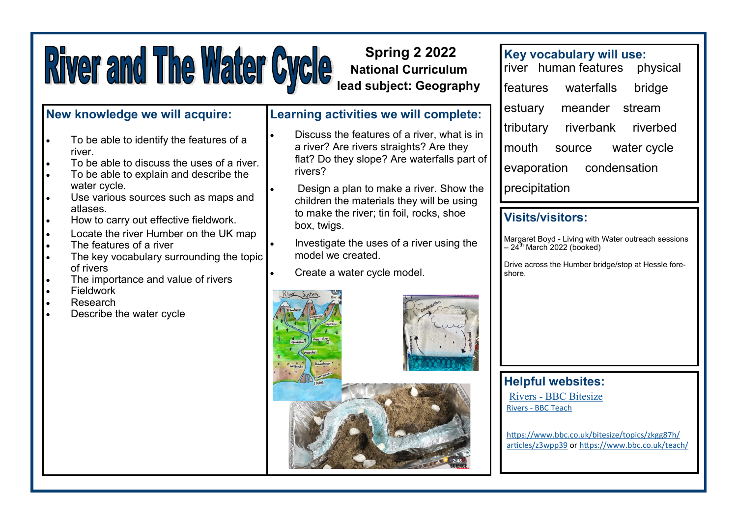# River and The Water Cycle

**Spring 2 2022**
**National Curriculum lead subject: Geography**

## New knowledge we will acquire:

- To be able to identify the features of a river.
- To be able to discuss the uses of a river.
- To be able to explain and describe the water cycle.
- Use various sources such as maps and atlases.
- How to carry out effective fieldwork.
- Locate the river Humber on the UK map
- The features of a river
- The key vocabulary surrounding the topic of rivers
- The importance and value of rivers
- Fieldwork
- Research
- Describe the water cycle

## Learning activities we will complete:

- Discuss the features of a river, what is in a river? Are rivers straights? Are they flat? Do they slope? Are waterfalls part of rivers?
- Design a plan to make a river. Show the children the materials they will be using to make the river; tin foil, rocks, shoe box, twigs.
- Investigate the uses of a river using the model we created.
- Create a water cycle model.

## Key vocabulary will use:

river human features physical features waterfalls bridge estuary meander stream tributary riverbank riverbed mouth source water cycle evaporation condensation precipitation

## Visits/visitors:

Margaret Boyd - Living with Water outreach sessions – 24th March 2022 (booked)

Drive across the Humber bridge/stop at Hessle foreshore.

## Helpful websites:

Rivers - BBC Bitesize
Rivers - BBC Teach

https://www.bbc.co.uk/bitesize/topics/zkgg87h/articles/z3wpp39 or https://www.bbc.co.uk/teach/